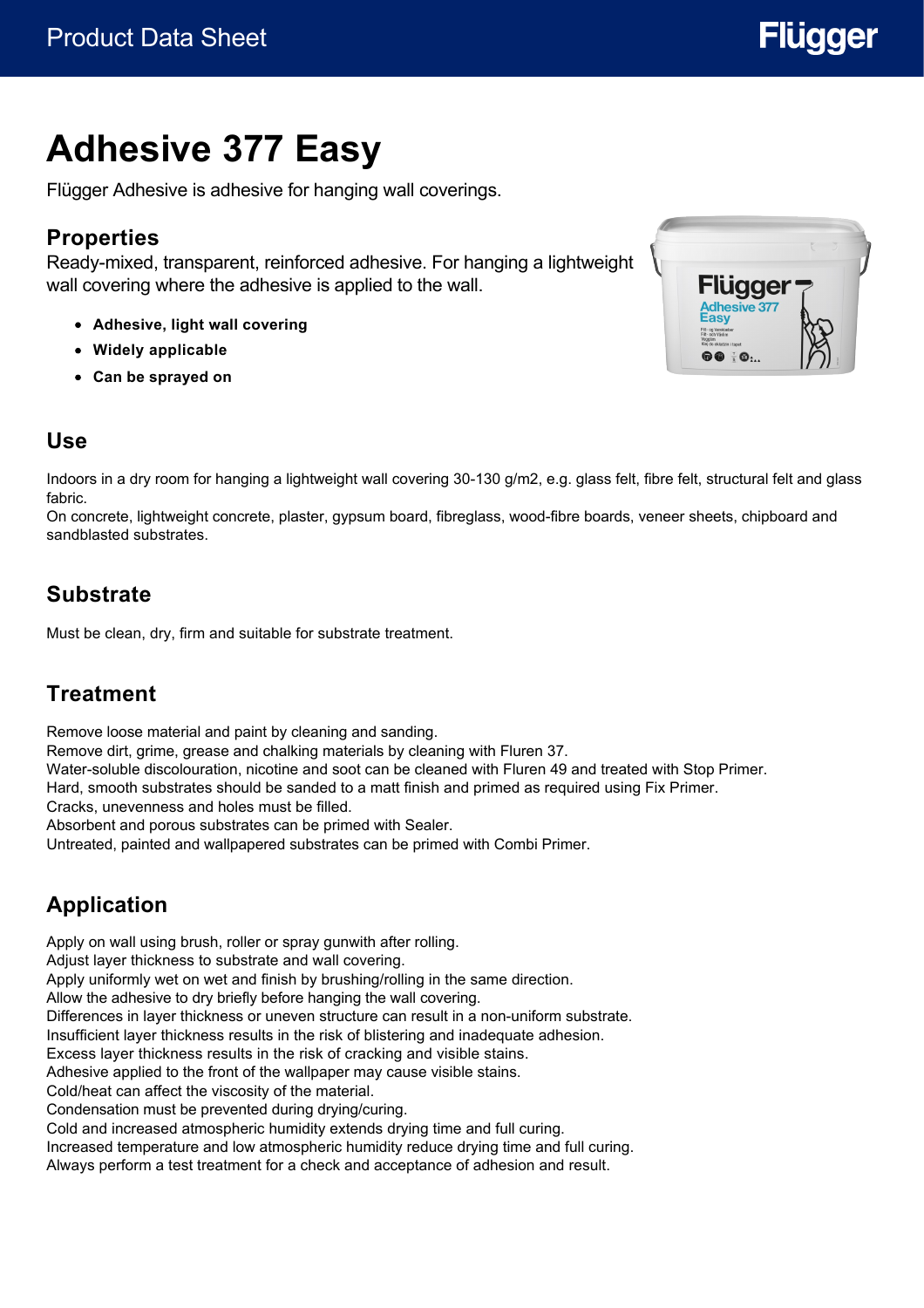# Adhesive 377 Easy

Flügger Adhesive is adhesive for hanging wall coverings.

## Properties

Ready-mixed, transparent, reinforced adhesive. For hanging a lightweight wall covering where the adhesive is applied to the wall.

- **Adhesive, light wall covering**
- **Widely applicable**
- **Can be sprayed on**

## Use

Indoors in a dry room for hanging a lightweight wall covering 30-130 g/m2, e.g. glass felt, fibre felt, structural felt and glass fabric.
On concrete, lightweight concrete, plaster, gypsum board, fibreglass, wood-fibre boards, veneer sheets, chipboard and sandblasted substrates.

## Substrate

Must be clean, dry, firm and suitable for substrate treatment.

## Treatment

Remove loose material and paint by cleaning and sanding.
Remove dirt, grime, grease and chalking materials by cleaning with Fluren 37.
Water-soluble discolouration, nicotine and soot can be cleaned with Fluren 49 and treated with Stop Primer.
Hard, smooth substrates should be sanded to a matt finish and primed as required using Fix Primer.
Cracks, unevenness and holes must be filled.
Absorbent and porous substrates can be primed with Sealer.
Untreated, painted and wallpapered substrates can be primed with Combi Primer.

## Application

Apply on wall using brush, roller or spray gunwith after rolling.
Adjust layer thickness to substrate and wall covering.
Apply uniformly wet on wet and finish by brushing/rolling in the same direction.
Allow the adhesive to dry briefly before hanging the wall covering.
Differences in layer thickness or uneven structure can result in a non-uniform substrate.
Insufficient layer thickness results in the risk of blistering and inadequate adhesion.
Excess layer thickness results in the risk of cracking and visible stains.
Adhesive applied to the front of the wallpaper may cause visible stains.
Cold/heat can affect the viscosity of the material.
Condensation must be prevented during drying/curing.
Cold and increased atmospheric humidity extends drying time and full curing.
Increased temperature and low atmospheric humidity reduce drying time and full curing.
Always perform a test treatment for a check and acceptance of adhesion and result.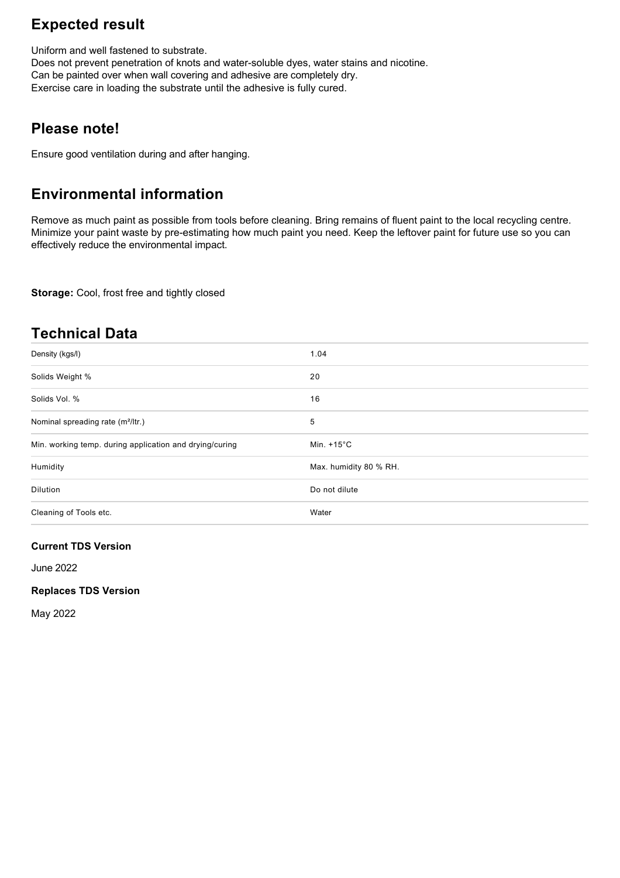## Expected result

Uniform and well fastened to substrate.
Does not prevent penetration of knots and water-soluble dyes, water stains and nicotine.
Can be painted over when wall covering and adhesive are completely dry.
Exercise care in loading the substrate until the adhesive is fully cured.

## Please note!

Ensure good ventilation during and after hanging.

## Environmental information

Remove as much paint as possible from tools before cleaning. Bring remains of fluent paint to the local recycling centre. Minimize your paint waste by pre-estimating how much paint you need. Keep the leftover paint for future use so you can effectively reduce the environmental impact.

**Storage:** Cool, frost free and tightly closed

## Technical Data

| | |
|---|---|
| Density (kgs/l) | 1.04 |
| Solids Weight % | 20 |
| Solids Vol. % | 16 |
| Nominal spreading rate (m²/ltr.) | 5 |
| Min. working temp. during application and drying/curing | Min. +15°C |
| Humidity | Max. humidity 80 % RH. |
| Dilution | Do not dilute |
| Cleaning of Tools etc. | Water |

**Current TDS Version**

June 2022

**Replaces TDS Version**

May 2022